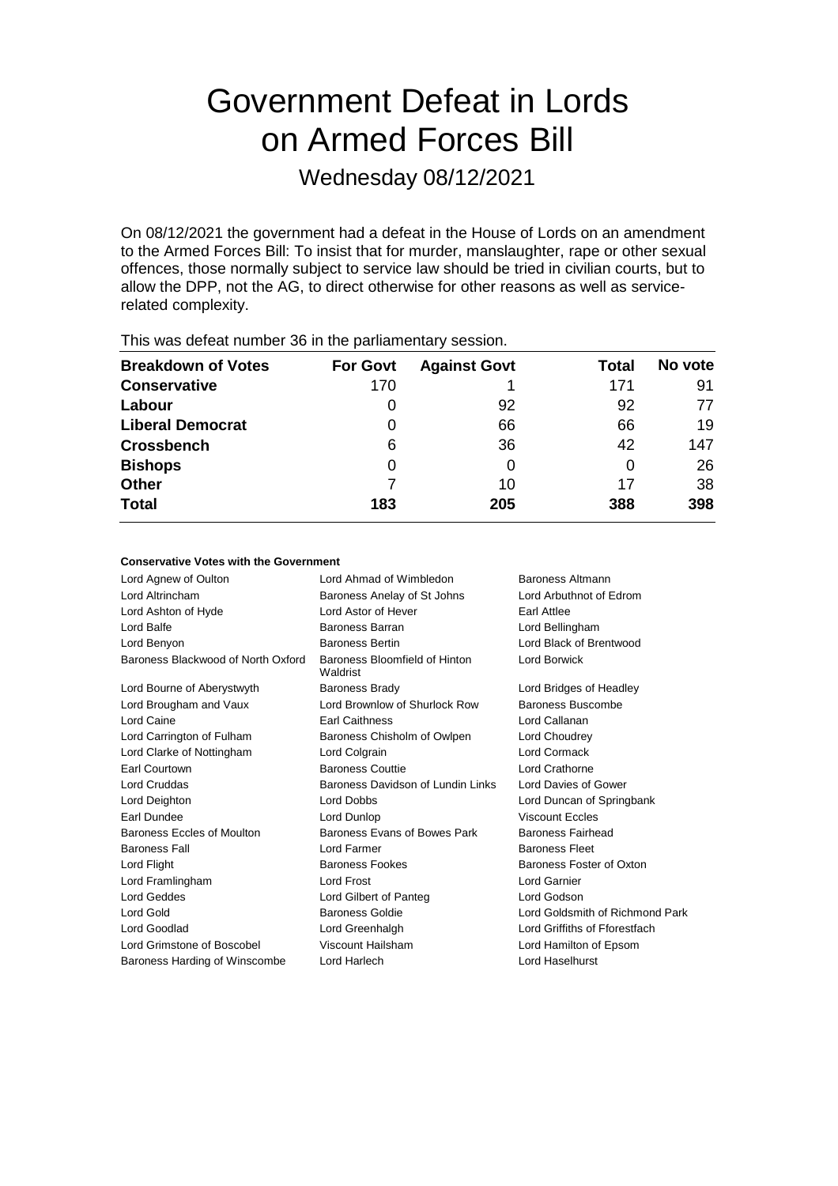# Government Defeat in Lords on Armed Forces Bill

Wednesday 08/12/2021

On 08/12/2021 the government had a defeat in the House of Lords on an amendment to the Armed Forces Bill: To insist that for murder, manslaughter, rape or other sexual offences, those normally subject to service law should be tried in civilian courts, but to allow the DPP, not the AG, to direct otherwise for other reasons as well as service-related complexity.

This was defeat number 36 in the parliamentary session.

| Breakdown of Votes | For Govt | Against Govt | Total | No vote |
|---|---|---|---|---|
| **Conservative** | 170 | 1 | 171 | 91 |
| **Labour** | 0 | 92 | 92 | 77 |
| **Liberal Democrat** | 0 | 66 | 66 | 19 |
| **Crossbench** | 6 | 36 | 42 | 147 |
| **Bishops** | 0 | 0 | 0 | 26 |
| **Other** | 7 | 10 | 17 | 38 |
| **Total** | **183** | **205** | **388** | **398** |

**Conservative Votes with the Government**

| | | |
|---|---|---|
| Lord Agnew of Oulton | Lord Ahmad of Wimbledon | Baroness Altmann |
| Lord Altrincham | Baroness Anelay of St Johns | Lord Arbuthnot of Edrom |
| Lord Ashton of Hyde | Lord Astor of Hever | Earl Attlee |
| Lord Balfe | Baroness Barran | Lord Bellingham |
| Lord Benyon | Baroness Bertin | Lord Black of Brentwood |
| Baroness Blackwood of North Oxford | Baroness Bloomfield of Hinton Waldrist | Lord Borwick |
| Lord Bourne of Aberystwyth | Baroness Brady | Lord Bridges of Headley |
| Lord Brougham and Vaux | Lord Brownlow of Shurlock Row | Baroness Buscombe |
| Lord Caine | Earl Caithness | Lord Callanan |
| Lord Carrington of Fulham | Baroness Chisholm of Owlpen | Lord Choudrey |
| Lord Clarke of Nottingham | Lord Colgrain | Lord Cormack |
| Earl Courtown | Baroness Couttie | Lord Crathorne |
| Lord Cruddas | Baroness Davidson of Lundin Links | Lord Davies of Gower |
| Lord Deighton | Lord Dobbs | Lord Duncan of Springbank |
| Earl Dundee | Lord Dunlop | Viscount Eccles |
| Baroness Eccles of Moulton | Baroness Evans of Bowes Park | Baroness Fairhead |
| Baroness Fall | Lord Farmer | Baroness Fleet |
| Lord Flight | Baroness Fookes | Baroness Foster of Oxton |
| Lord Framlingham | Lord Frost | Lord Garnier |
| Lord Geddes | Lord Gilbert of Panteg | Lord Godson |
| Lord Gold | Baroness Goldie | Lord Goldsmith of Richmond Park |
| Lord Goodlad | Lord Greenhalgh | Lord Griffiths of Fforestfach |
| Lord Grimstone of Boscobel | Viscount Hailsham | Lord Hamilton of Epsom |
| Baroness Harding of Winscombe | Lord Harlech | Lord Haselhurst |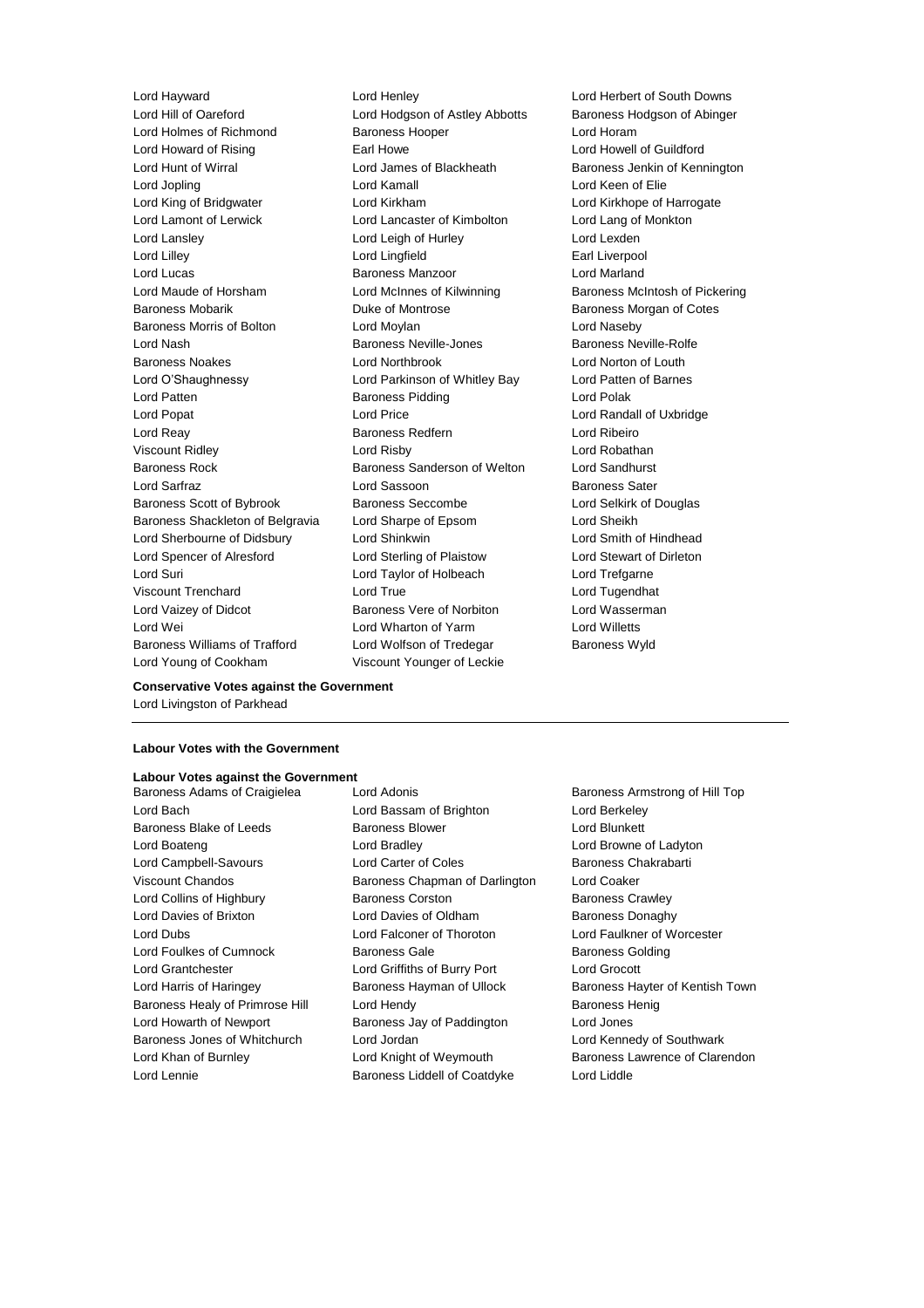Lord Hayward
Lord Henley
Lord Herbert of South Downs
Lord Hill of Oareford
Lord Hodgson of Astley Abbotts
Baroness Hodgson of Abinger
Lord Holmes of Richmond
Baroness Hooper
Lord Horam
Lord Howard of Rising
Earl Howe
Lord Howell of Guildford
Lord Hunt of Wirral
Lord James of Blackheath
Baroness Jenkin of Kennington
Lord Jopling
Lord Kamall
Lord Keen of Elie
Lord King of Bridgwater
Lord Kirkham
Lord Kirkhope of Harrogate
Lord Lamont of Lerwick
Lord Lancaster of Kimbolton
Lord Lang of Monkton
Lord Lansley
Lord Leigh of Hurley
Lord Lexden
Lord Lilley
Lord Lingfield
Earl Liverpool
Lord Lucas
Baroness Manzoor
Lord Marland
Lord Maude of Horsham
Lord McInnes of Kilwinning
Baroness McIntosh of Pickering
Baroness Mobarik
Duke of Montrose
Baroness Morgan of Cotes
Baroness Morris of Bolton
Lord Moylan
Lord Naseby
Lord Nash
Baroness Neville-Jones
Baroness Neville-Rolfe
Baroness Noakes
Lord Northbrook
Lord Norton of Louth
Lord O'Shaughnessy
Lord Parkinson of Whitley Bay
Lord Patten of Barnes
Lord Patten
Baroness Pidding
Lord Polak
Lord Popat
Lord Price
Lord Randall of Uxbridge
Lord Reay
Baroness Redfern
Lord Ribeiro
Viscount Ridley
Lord Risby
Lord Robathan
Baroness Rock
Baroness Sanderson of Welton
Lord Sandhurst
Lord Sarfraz
Lord Sassoon
Baroness Sater
Baroness Scott of Bybrook
Baroness Seccombe
Lord Selkirk of Douglas
Baroness Shackleton of Belgravia
Lord Sharpe of Epsom
Lord Sheikh
Lord Sherbourne of Didsbury
Lord Shinkwin
Lord Smith of Hindhead
Lord Spencer of Alresford
Lord Sterling of Plaistow
Lord Stewart of Dirleton
Lord Suri
Lord Taylor of Holbeach
Lord Trefgarne
Viscount Trenchard
Lord True
Lord Tugendhat
Lord Vaizey of Didcot
Baroness Vere of Norbiton
Lord Wasserman
Lord Wei
Lord Wharton of Yarm
Lord Willetts
Baroness Williams of Trafford
Lord Wolfson of Tredegar
Baroness Wyld
Lord Young of Cookham
Viscount Younger of Leckie

**Conservative Votes against the Government**

Lord Livingston of Parkhead

---

**Labour Votes with the Government**

**Labour Votes against the Government**

Baroness Adams of Craigielea
Lord Adonis
Baroness Armstrong of Hill Top
Lord Bach
Lord Bassam of Brighton
Lord Berkeley
Baroness Blake of Leeds
Baroness Blower
Lord Blunkett
Lord Boateng
Lord Bradley
Lord Browne of Ladyton
Lord Campbell-Savours
Lord Carter of Coles
Baroness Chakrabarti
Viscount Chandos
Baroness Chapman of Darlington
Lord Coaker
Lord Collins of Highbury
Baroness Corston
Baroness Crawley
Lord Davies of Brixton
Lord Davies of Oldham
Baroness Donaghy
Lord Dubs
Lord Falconer of Thoroton
Lord Faulkner of Worcester
Lord Foulkes of Cumnock
Baroness Gale
Baroness Golding
Lord Grantchester
Lord Griffiths of Burry Port
Lord Grocott
Lord Harris of Haringey
Baroness Hayman of Ullock
Baroness Hayter of Kentish Town
Baroness Healy of Primrose Hill
Lord Hendy
Baroness Henig
Lord Howarth of Newport
Baroness Jay of Paddington
Lord Jones
Baroness Jones of Whitchurch
Lord Jordan
Lord Kennedy of Southwark
Lord Khan of Burnley
Lord Knight of Weymouth
Baroness Lawrence of Clarendon
Lord Lennie
Baroness Liddell of Coatdyke
Lord Liddle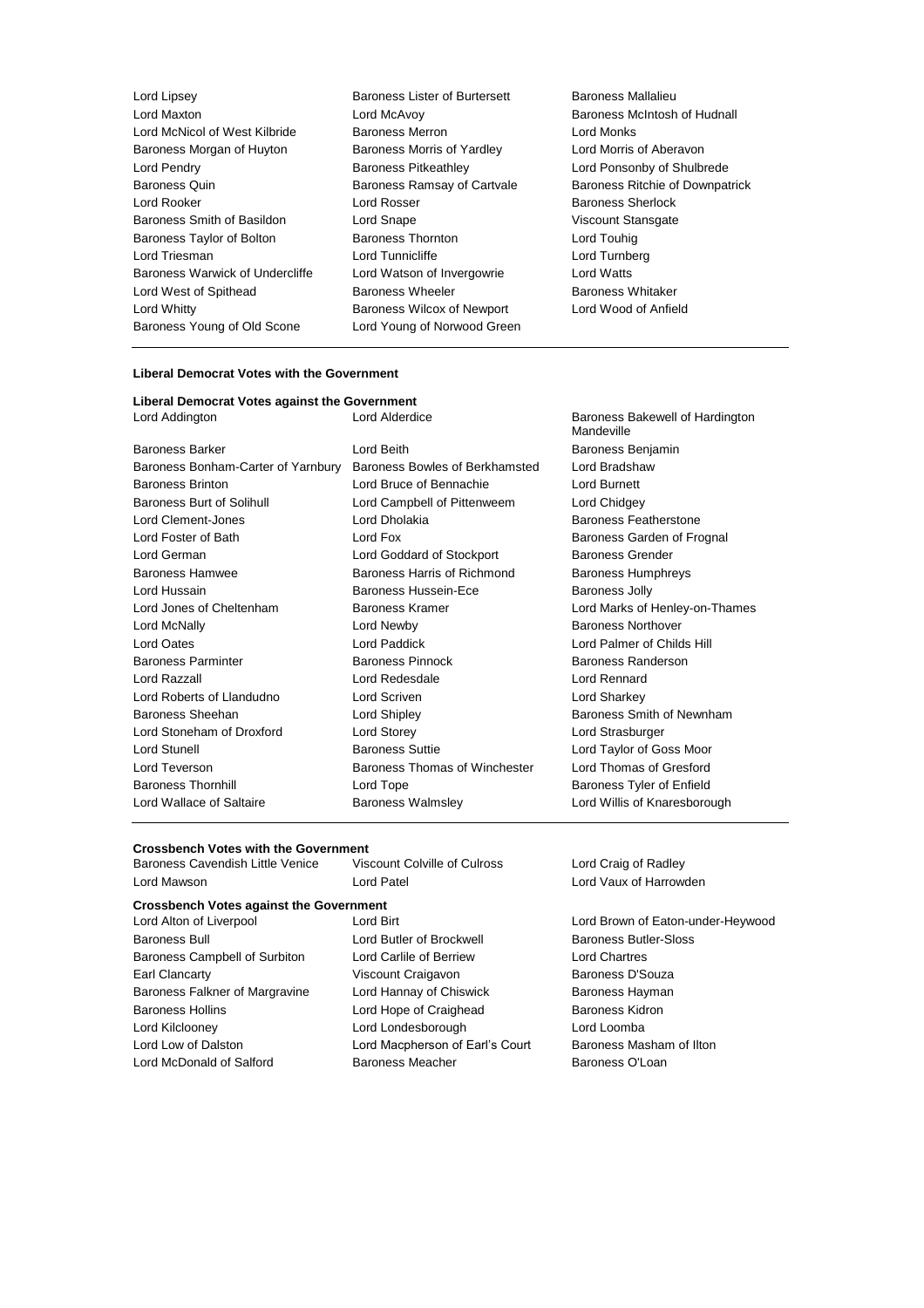Lord Lipsey
Baroness Lister of Burtersett
Baroness Mallalieu
Lord Maxton
Lord McAvoy
Baroness McIntosh of Hudnall
Lord McNicol of West Kilbride
Baroness Merron
Lord Monks
Baroness Morgan of Huyton
Baroness Morris of Yardley
Lord Morris of Aberavon
Lord Pendry
Baroness Pitkeathley
Lord Ponsonby of Shulbrede
Baroness Quin
Baroness Ramsay of Cartvale
Baroness Ritchie of Downpatrick
Lord Rooker
Lord Rosser
Baroness Sherlock
Baroness Smith of Basildon
Lord Snape
Viscount Stansgate
Baroness Taylor of Bolton
Baroness Thornton
Lord Touhig
Lord Triesman
Lord Tunnicliffe
Lord Turnberg
Baroness Warwick of Undercliffe
Lord Watson of Invergowrie
Lord Watts
Lord West of Spithead
Baroness Wheeler
Baroness Whitaker
Lord Whitty
Baroness Wilcox of Newport
Lord Wood of Anfield
Baroness Young of Old Scone
Lord Young of Norwood Green

**Liberal Democrat Votes with the Government**

**Liberal Democrat Votes against the Government**

Lord Addington
Lord Alderdice
Baroness Bakewell of Hardington Mandeville
Baroness Barker
Lord Beith
Baroness Benjamin
Baroness Bonham-Carter of Yarnbury
Baroness Bowles of Berkhamsted
Lord Bradshaw
Baroness Brinton
Lord Bruce of Bennachie
Lord Burnett
Baroness Burt of Solihull
Lord Campbell of Pittenweem
Lord Chidgey
Lord Clement-Jones
Lord Dholakia
Baroness Featherstone
Lord Foster of Bath
Lord Fox
Baroness Garden of Frognal
Lord German
Lord Goddard of Stockport
Baroness Grender
Baroness Hamwee
Baroness Harris of Richmond
Baroness Humphreys
Lord Hussain
Baroness Hussein-Ece
Baroness Jolly
Lord Jones of Cheltenham
Baroness Kramer
Lord Marks of Henley-on-Thames
Lord McNally
Lord Newby
Baroness Northover
Lord Oates
Lord Paddick
Lord Palmer of Childs Hill
Baroness Parminter
Baroness Pinnock
Baroness Randerson
Lord Razzall
Lord Redesdale
Lord Rennard
Lord Roberts of Llandudno
Lord Scriven
Lord Sharkey
Baroness Sheehan
Lord Shipley
Baroness Smith of Newnham
Lord Stoneham of Droxford
Lord Storey
Lord Strasburger
Lord Stunell
Baroness Suttie
Lord Taylor of Goss Moor
Lord Teverson
Baroness Thomas of Winchester
Lord Thomas of Gresford
Baroness Thornhill
Lord Tope
Baroness Tyler of Enfield
Lord Wallace of Saltaire
Baroness Walmsley
Lord Willis of Knaresborough

**Crossbench Votes with the Government**

Baroness Cavendish Little Venice
Viscount Colville of Culross
Lord Craig of Radley
Lord Mawson
Lord Patel
Lord Vaux of Harrowden

**Crossbench Votes against the Government**

Lord Alton of Liverpool
Lord Birt
Lord Brown of Eaton-under-Heywood
Baroness Bull
Lord Butler of Brockwell
Baroness Butler-Sloss
Baroness Campbell of Surbiton
Lord Carlile of Berriew
Lord Chartres
Earl Clancarty
Viscount Craigavon
Baroness D'Souza
Baroness Falkner of Margravine
Lord Hannay of Chiswick
Baroness Hayman
Baroness Hollins
Lord Hope of Craighead
Baroness Kidron
Lord Kilclooney
Lord Londesborough
Lord Loomba
Lord Low of Dalston
Lord Macpherson of Earl's Court
Baroness Masham of Ilton
Lord McDonald of Salford
Baroness Meacher
Baroness O'Loan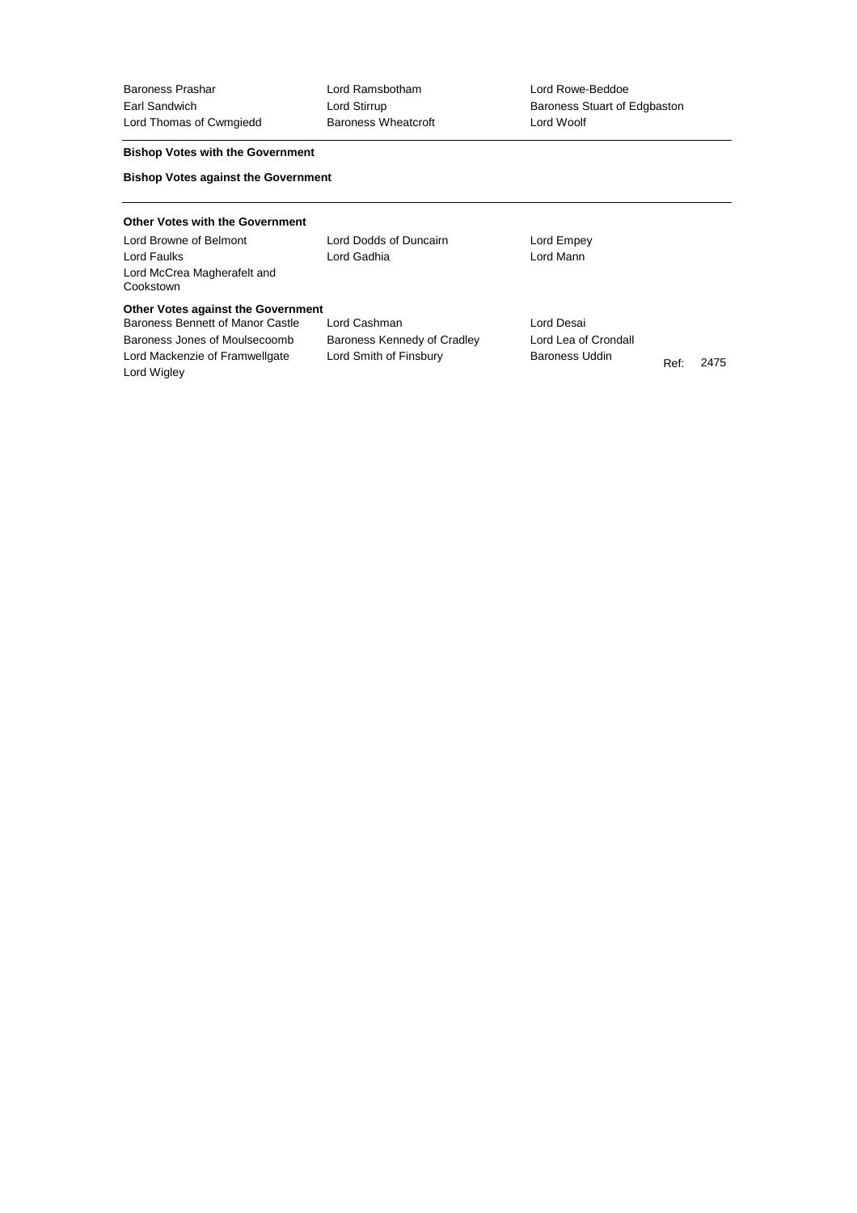Baroness Prashar
Lord Ramsbotham
Lord Rowe-Beddoe
Earl Sandwich
Lord Stirrup
Baroness Stuart of Edgbaston
Lord Thomas of Cwmgiedd
Baroness Wheatcroft
Lord Woolf

---

**Bishop Votes with the Government**

**Bishop Votes against the Government**

---

**Other Votes with the Government**

Lord Browne of Belmont
Lord Dodds of Duncairn
Lord Empey
Lord Faulks
Lord Gadhia
Lord Mann
Lord McCrea Magherafelt and Cookstown

**Other Votes against the Government**

Baroness Bennett of Manor Castle
Lord Cashman
Lord Desai
Baroness Jones of Moulsecoomb
Baroness Kennedy of Cradley
Lord Lea of Crondall
Lord Mackenzie of Framwellgate
Lord Smith of Finsbury
Baroness Uddin
Lord Wigley

Ref: 2475